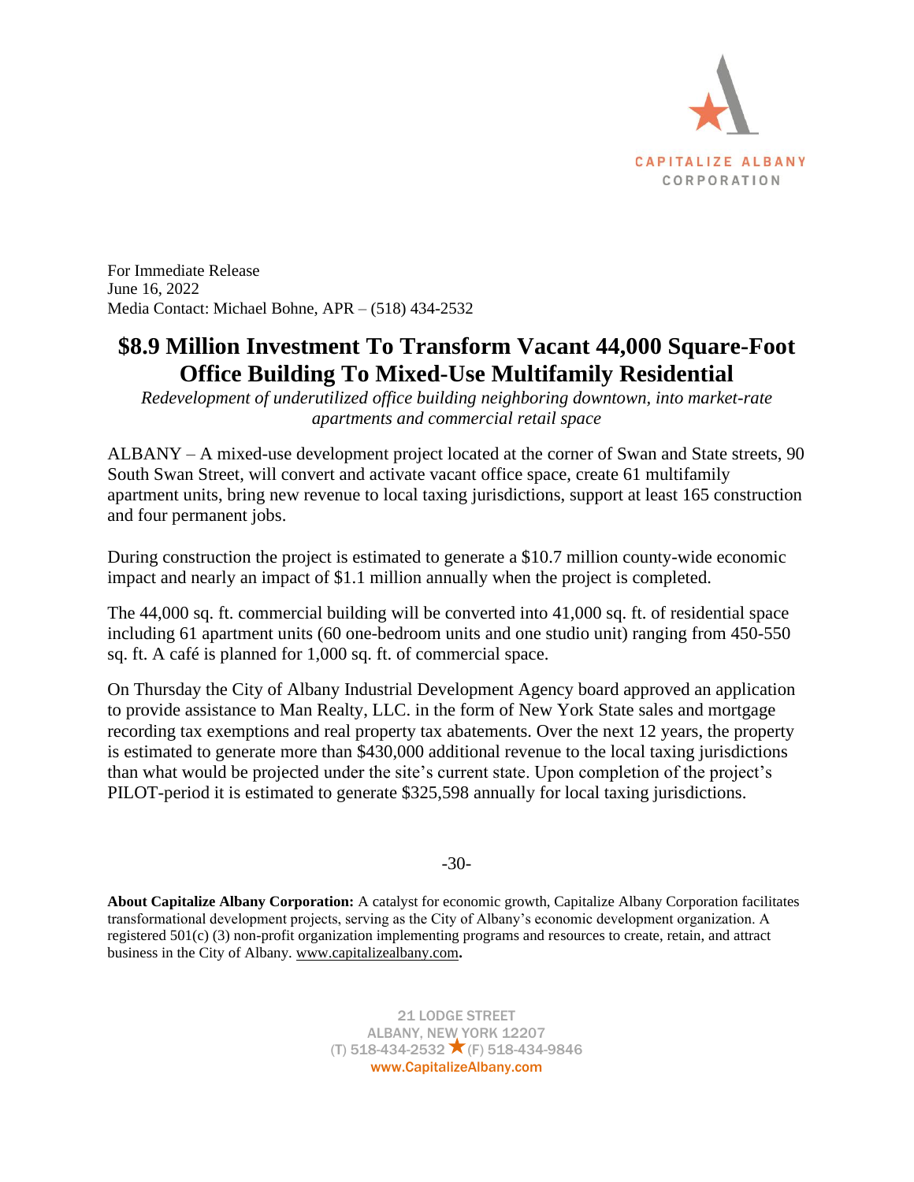CAPITALIZE ALBANY
CORPORATION

For Immediate Release
June 16, 2022
Media Contact: Michael Bohne, APR – (518) 434-2532

# $8.9 Million Investment To Transform Vacant 44,000 Square-Foot Office Building To Mixed-Use Multifamily Residential

*Redevelopment of underutilized office building neighboring downtown, into market-rate apartments and commercial retail space*

ALBANY – A mixed-use development project located at the corner of Swan and State streets, 90 South Swan Street, will convert and activate vacant office space, create 61 multifamily apartment units, bring new revenue to local taxing jurisdictions, support at least 165 construction and four permanent jobs.

During construction the project is estimated to generate a $10.7 million county-wide economic impact and nearly an impact of $1.1 million annually when the project is completed.

The 44,000 sq. ft. commercial building will be converted into 41,000 sq. ft. of residential space including 61 apartment units (60 one-bedroom units and one studio unit) ranging from 450-550 sq. ft. A café is planned for 1,000 sq. ft. of commercial space.

On Thursday the City of Albany Industrial Development Agency board approved an application to provide assistance to Man Realty, LLC. in the form of New York State sales and mortgage recording tax exemptions and real property tax abatements. Over the next 12 years, the property is estimated to generate more than $430,000 additional revenue to the local taxing jurisdictions than what would be projected under the site's current state. Upon completion of the project's PILOT-period it is estimated to generate $325,598 annually for local taxing jurisdictions.

-30-

**About Capitalize Albany Corporation:** A catalyst for economic growth, Capitalize Albany Corporation facilitates transformational development projects, serving as the City of Albany's economic development organization. A registered 501(c) (3) non-profit organization implementing programs and resources to create, retain, and attract business in the City of Albany. www.capitalizealbany.com**.**

21 LODGE STREET
ALBANY, NEW YORK 12207
(T) 518-434-2532 ★ (F) 518-434-9846
www.CapitalizeAlbany.com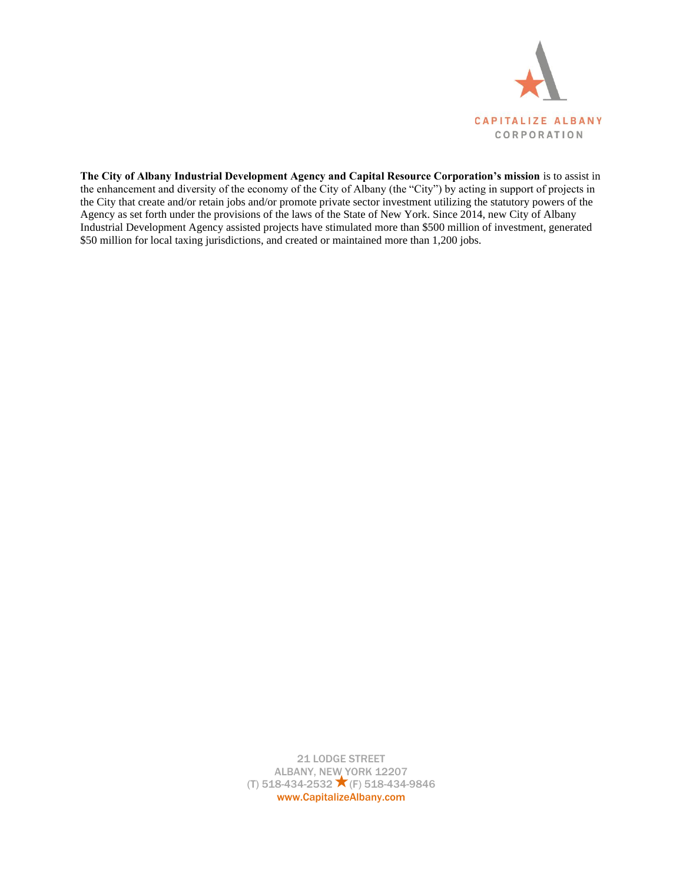CAPITALIZE ALBANY
CORPORATION

**The City of Albany Industrial Development Agency and Capital Resource Corporation's mission** is to assist in the enhancement and diversity of the economy of the City of Albany (the "City") by acting in support of projects in the City that create and/or retain jobs and/or promote private sector investment utilizing the statutory powers of the Agency as set forth under the provisions of the laws of the State of New York. Since 2014, new City of Albany Industrial Development Agency assisted projects have stimulated more than $500 million of investment, generated $50 million for local taxing jurisdictions, and created or maintained more than 1,200 jobs.

21 LODGE STREET
ALBANY, NEW YORK 12207
(T) 518-434-2532 ★ (F) 518-434-9846
www.CapitalizeAlbany.com